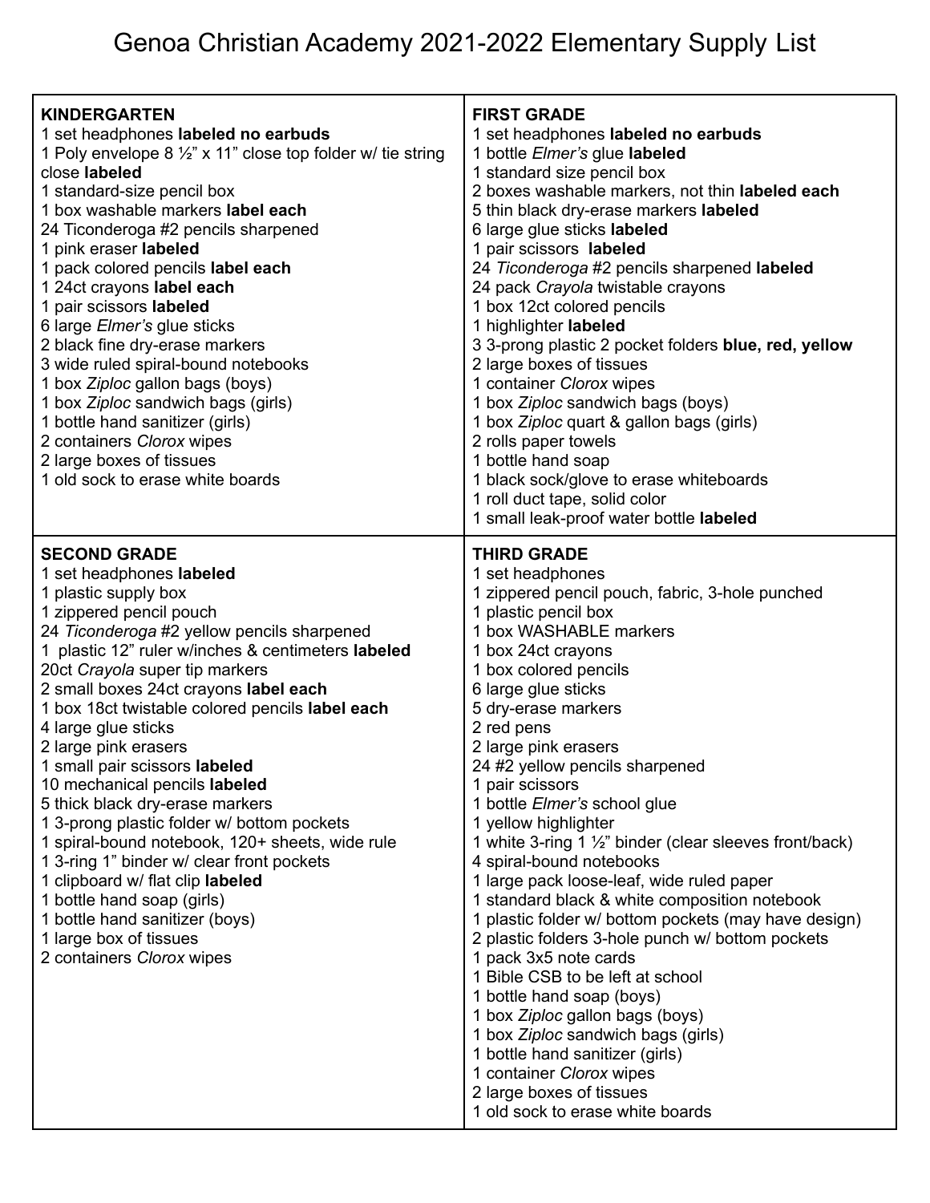# Genoa Christian Academy 2021-2022 Elementary Supply List

## KINDERGARTEN

1 set headphones **labeled no earbuds**
1 Poly envelope 8 ½" x 11" close top folder w/ tie string close **labeled**
1 standard-size pencil box
1 box washable markers **label each**
24 Ticonderoga #2 pencils sharpened
1 pink eraser **labeled**
1 pack colored pencils **label each**
1 24ct crayons **label each**
1 pair scissors **labeled**
6 large *Elmer's* glue sticks
2 black fine dry-erase markers
3 wide ruled spiral-bound notebooks
1 box *Ziploc* gallon bags (boys)
1 box *Ziploc* sandwich bags (girls)
1 bottle hand sanitizer (girls)
2 containers *Clorox* wipes
2 large boxes of tissues
1 old sock to erase white boards

## FIRST GRADE

1 set headphones **labeled no earbuds**
1 bottle *Elmer's* glue **labeled**
1 standard size pencil box
2 boxes washable markers, not thin **labeled each**
5 thin black dry-erase markers **labeled**
6 large glue sticks **labeled**
1 pair scissors **labeled**
24 *Ticonderoga* #2 pencils sharpened **labeled**
24 pack *Crayola* twistable crayons
1 box 12ct colored pencils
1 highlighter **labeled**
3 3-prong plastic 2 pocket folders **blue, red, yellow**
2 large boxes of tissues
1 container *Clorox* wipes
1 box *Ziploc* sandwich bags (boys)
1 box *Ziploc* quart & gallon bags (girls)
2 rolls paper towels
1 bottle hand soap
1 black sock/glove to erase whiteboards
1 roll duct tape, solid color
1 small leak-proof water bottle **labeled**

## SECOND GRADE

1 set headphones **labeled**
1 plastic supply box
1 zippered pencil pouch
24 *Ticonderoga* #2 yellow pencils sharpened
1 plastic 12" ruler w/inches & centimeters **labeled**
20ct *Crayola* super tip markers
2 small boxes 24ct crayons **label each**
1 box 18ct twistable colored pencils **label each**
4 large glue sticks
2 large pink erasers
1 small pair scissors **labeled**
10 mechanical pencils **labeled**
5 thick black dry-erase markers
1 3-prong plastic folder w/ bottom pockets
1 spiral-bound notebook, 120+ sheets, wide rule
1 3-ring 1" binder w/ clear front pockets
1 clipboard w/ flat clip **labeled**
1 bottle hand soap (girls)
1 bottle hand sanitizer (boys)
1 large box of tissues
2 containers *Clorox* wipes

## THIRD GRADE

1 set headphones
1 zippered pencil pouch, fabric, 3-hole punched
1 plastic pencil box
1 box WASHABLE markers
1 box 24ct crayons
1 box colored pencils
6 large glue sticks
5 dry-erase markers
2 red pens
2 large pink erasers
24 #2 yellow pencils sharpened
1 pair scissors
1 bottle *Elmer's* school glue
1 yellow highlighter
1 white 3-ring 1 ½" binder (clear sleeves front/back)
4 spiral-bound notebooks
1 large pack loose-leaf, wide ruled paper
1 standard black & white composition notebook
1 plastic folder w/ bottom pockets (may have design)
2 plastic folders 3-hole punch w/ bottom pockets
1 pack 3x5 note cards
1 Bible CSB to be left at school
1 bottle hand soap (boys)
1 box *Ziploc* gallon bags (boys)
1 box *Ziploc* sandwich bags (girls)
1 bottle hand sanitizer (girls)
1 container *Clorox* wipes
2 large boxes of tissues
1 old sock to erase white boards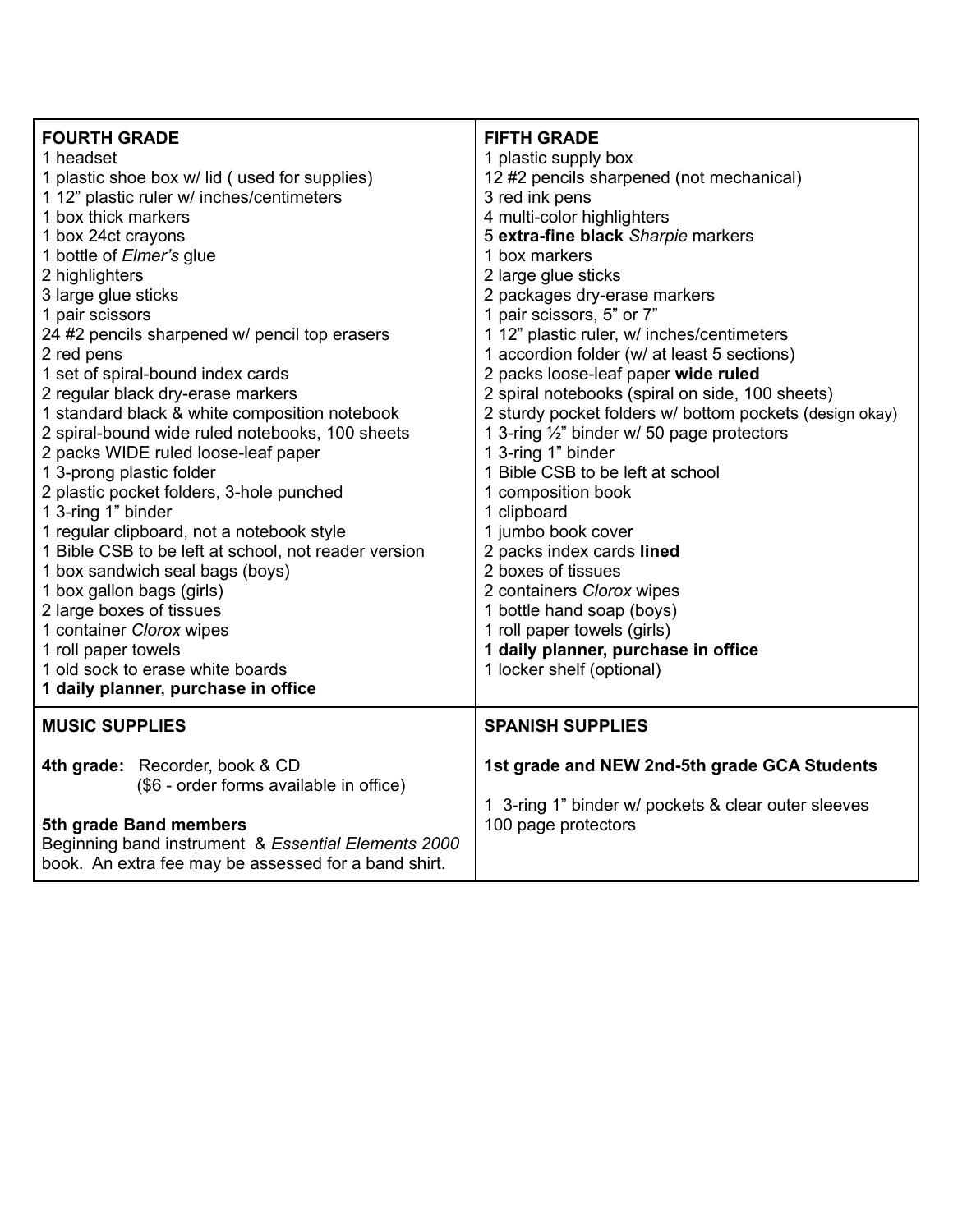**FOURTH GRADE**

1 headset
1 plastic shoe box w/ lid ( used for supplies)
1 12” plastic ruler w/ inches/centimeters
1 box thick markers
1 box 24ct crayons
1 bottle of *Elmer’s* glue
2 highlighters
3 large glue sticks
1 pair scissors
24 #2 pencils sharpened w/ pencil top erasers
2 red pens
1 set of spiral-bound index cards
2 regular black dry-erase markers
1 standard black & white composition notebook
2 spiral-bound wide ruled notebooks, 100 sheets
2 packs WIDE ruled loose-leaf paper
1 3-prong plastic folder
2 plastic pocket folders, 3-hole punched
1 3-ring 1” binder
1 regular clipboard, not a notebook style
1 Bible CSB to be left at school, not reader version
1 box sandwich seal bags (boys)
1 box gallon bags (girls)
2 large boxes of tissues
1 container *Clorox* wipes
1 roll paper towels
1 old sock to erase white boards
**1 daily planner, purchase in office**

**FIFTH GRADE**

1 plastic supply box
12 #2 pencils sharpened (not mechanical)
3 red ink pens
4 multi-color highlighters
5 **extra-fine black** *Sharpie* markers
1 box markers
2 large glue sticks
2 packages dry-erase markers
1 pair scissors, 5” or 7”
1 12” plastic ruler, w/ inches/centimeters
1 accordion folder (w/ at least 5 sections)
2 packs loose-leaf paper **wide ruled**
2 spiral notebooks (spiral on side, 100 sheets)
2 sturdy pocket folders w/ bottom pockets (design okay)
1 3-ring ½” binder w/ 50 page protectors
1 3-ring 1” binder
1 Bible CSB to be left at school
1 composition book
1 clipboard
1 jumbo book cover
2 packs index cards **lined**
2 boxes of tissues
2 containers *Clorox* wipes
1 bottle hand soap (boys)
1 roll paper towels (girls)
**1 daily planner, purchase in office**
1 locker shelf (optional)

**MUSIC SUPPLIES**

**4th grade:** Recorder, book & CD
($6 - order forms available in office)

**5th grade Band members**
Beginning band instrument & *Essential Elements 2000* book. An extra fee may be assessed for a band shirt.

**SPANISH SUPPLIES**

**1st grade and NEW 2nd-5th grade GCA Students**

1 3-ring 1” binder w/ pockets & clear outer sleeves
100 page protectors